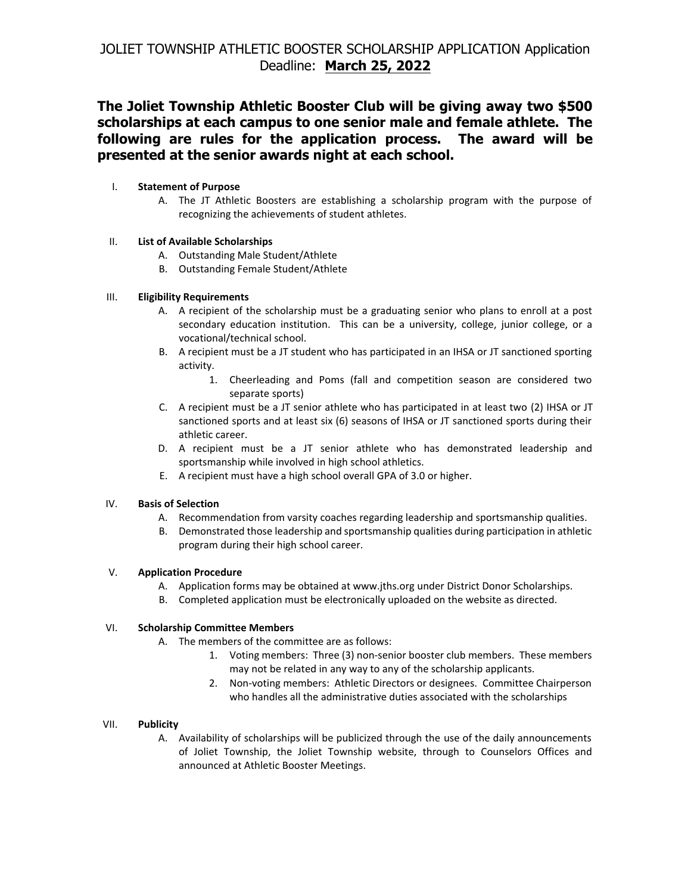# JOLIET TOWNSHIP ATHLETIC BOOSTER SCHOLARSHIP APPLICATION Application Deadline: **March 25, 2022**

**The Joliet Township Athletic Booster Club will be giving away two $500 scholarships at each campus to one senior male and female athlete. The following are rules for the application process. The award will be presented at the senior awards night at each school.**

I. **Statement of Purpose**
   A. The JT Athletic Boosters are establishing a scholarship program with the purpose of recognizing the achievements of student athletes.

II. **List of Available Scholarships**
   A. Outstanding Male Student/Athlete
   B. Outstanding Female Student/Athlete

III. **Eligibility Requirements**
   A. A recipient of the scholarship must be a graduating senior who plans to enroll at a post secondary education institution. This can be a university, college, junior college, or a vocational/technical school.
   B. A recipient must be a JT student who has participated in an IHSA or JT sanctioned sporting activity.
      1. Cheerleading and Poms (fall and competition season are considered two separate sports)
   C. A recipient must be a JT senior athlete who has participated in at least two (2) IHSA or JT sanctioned sports and at least six (6) seasons of IHSA or JT sanctioned sports during their athletic career.
   D. A recipient must be a JT senior athlete who has demonstrated leadership and sportsmanship while involved in high school athletics.
   E. A recipient must have a high school overall GPA of 3.0 or higher.

IV. **Basis of Selection**
   A. Recommendation from varsity coaches regarding leadership and sportsmanship qualities.
   B. Demonstrated those leadership and sportsmanship qualities during participation in athletic program during their high school career.

V. **Application Procedure**
   A. Application forms may be obtained at www.jths.org under District Donor Scholarships.
   B. Completed application must be electronically uploaded on the website as directed.

VI. **Scholarship Committee Members**
   A. The members of the committee are as follows:
      1. Voting members: Three (3) non-senior booster club members. These members may not be related in any way to any of the scholarship applicants.
      2. Non-voting members: Athletic Directors or designees. Committee Chairperson who handles all the administrative duties associated with the scholarships

VII. **Publicity**
   A. Availability of scholarships will be publicized through the use of the daily announcements of Joliet Township, the Joliet Township website, through to Counselors Offices and announced at Athletic Booster Meetings.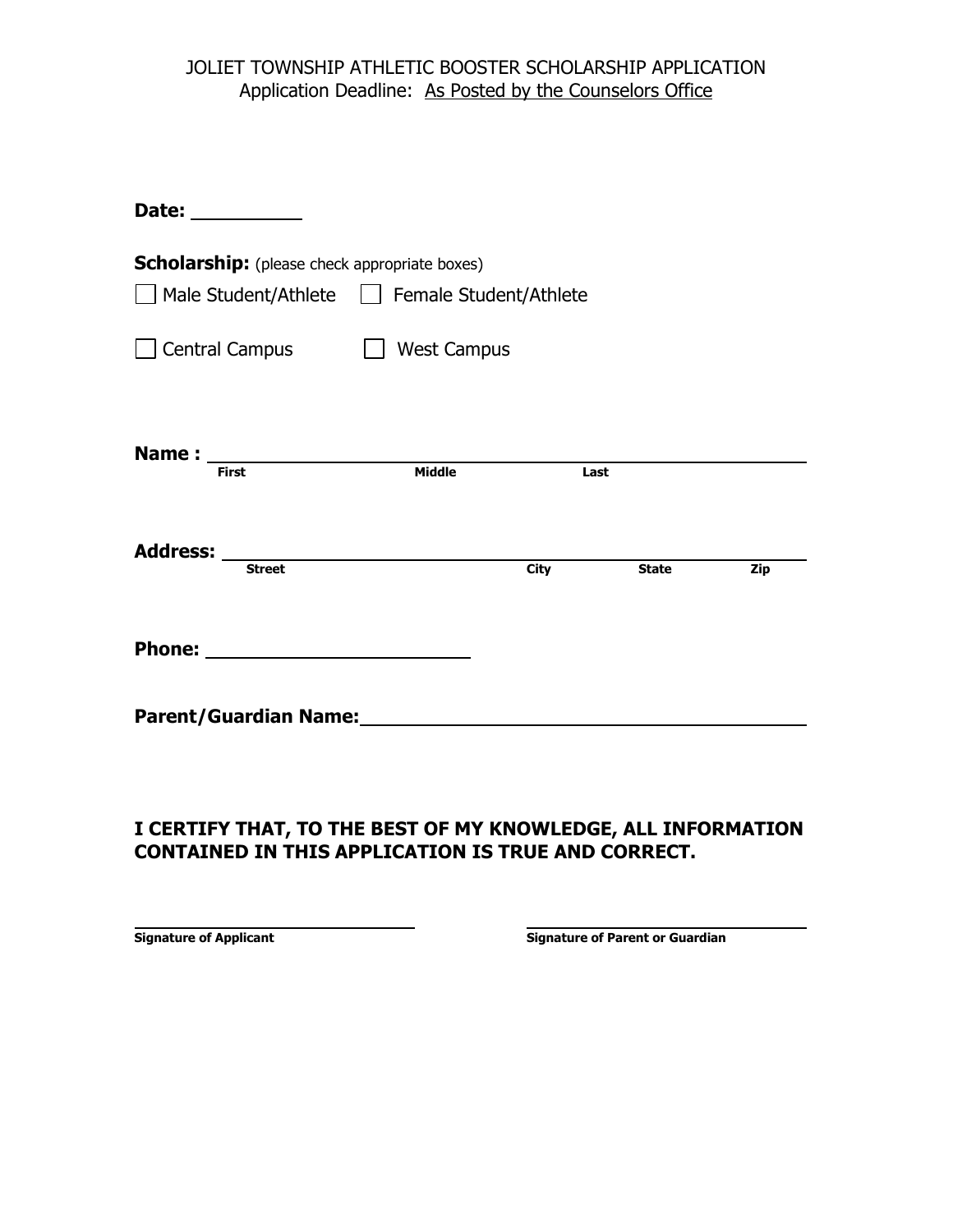JOLIET TOWNSHIP ATHLETIC BOOSTER SCHOLARSHIP APPLICATION
Application Deadline: As Posted by the Counselors Office

**Date:** __________

**Scholarship:** (please check appropriate boxes)

☐ Male Student/Athlete ☐ Female Student/Athlete

☐ Central Campus ☐ West Campus

**Name :** ____________________________________________
First Middle Last

**Address:** ____________________________________________
Street City State Zip

**Phone:** ______________________

**Parent/Guardian Name:** ____________________________________

**I CERTIFY THAT, TO THE BEST OF MY KNOWLEDGE, ALL INFORMATION CONTAINED IN THIS APPLICATION IS TRUE AND CORRECT.**

______________________________ ______________________________
**Signature of Applicant** **Signature of Parent or Guardian**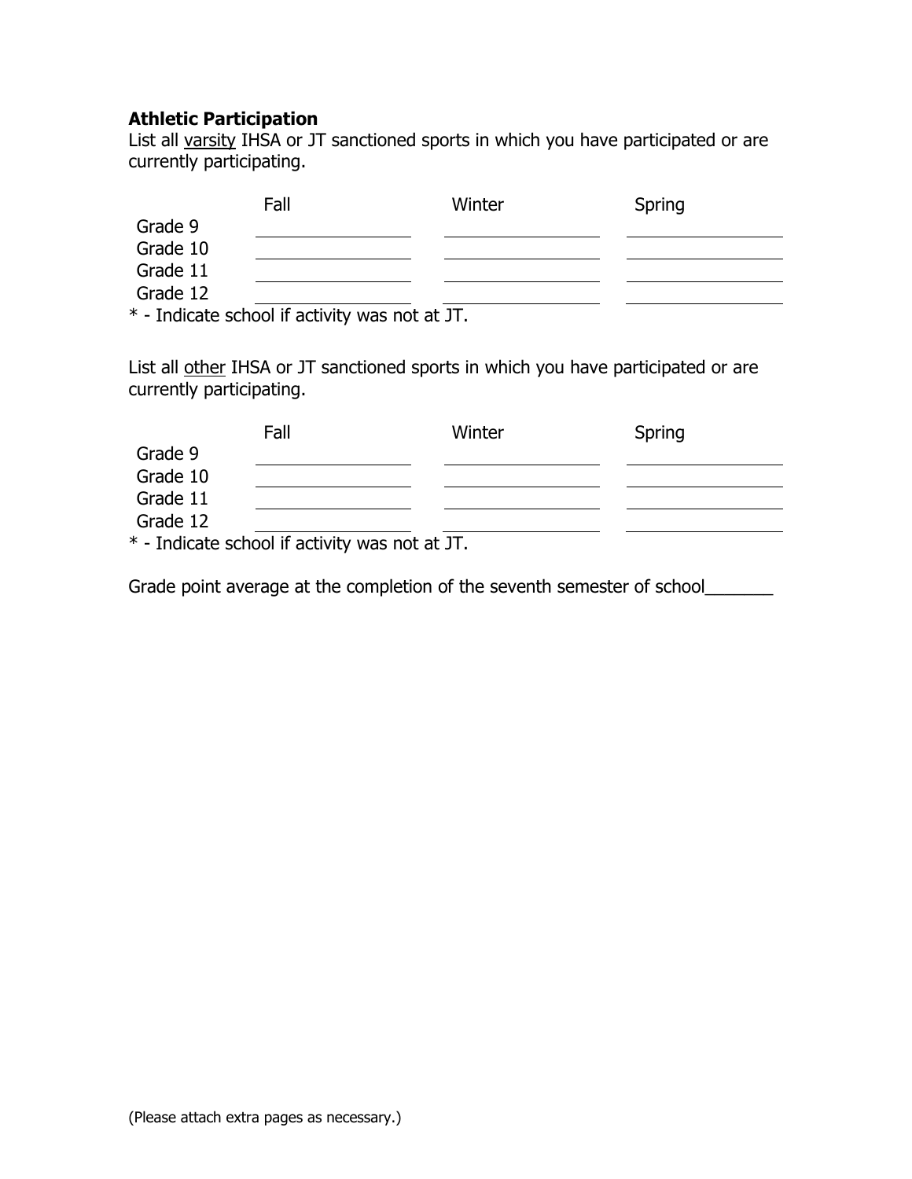**Athletic Participation**

List all <u>varsity</u> IHSA or JT sanctioned sports in which you have participated or are currently participating.

| | Fall | Winter | Spring |
|---|---|---|---|
| Grade 9 | | | |
| Grade 10 | | | |
| Grade 11 | | | |
| Grade 12 | | | |

* - Indicate school if activity was not at JT.

List all <u>other</u> IHSA or JT sanctioned sports in which you have participated or are currently participating.

| | Fall | Winter | Spring |
|---|---|---|---|
| Grade 9 | | | |
| Grade 10 | | | |
| Grade 11 | | | |
| Grade 12 | | | |

* - Indicate school if activity was not at JT.

Grade point average at the completion of the seventh semester of school_______

(Please attach extra pages as necessary.)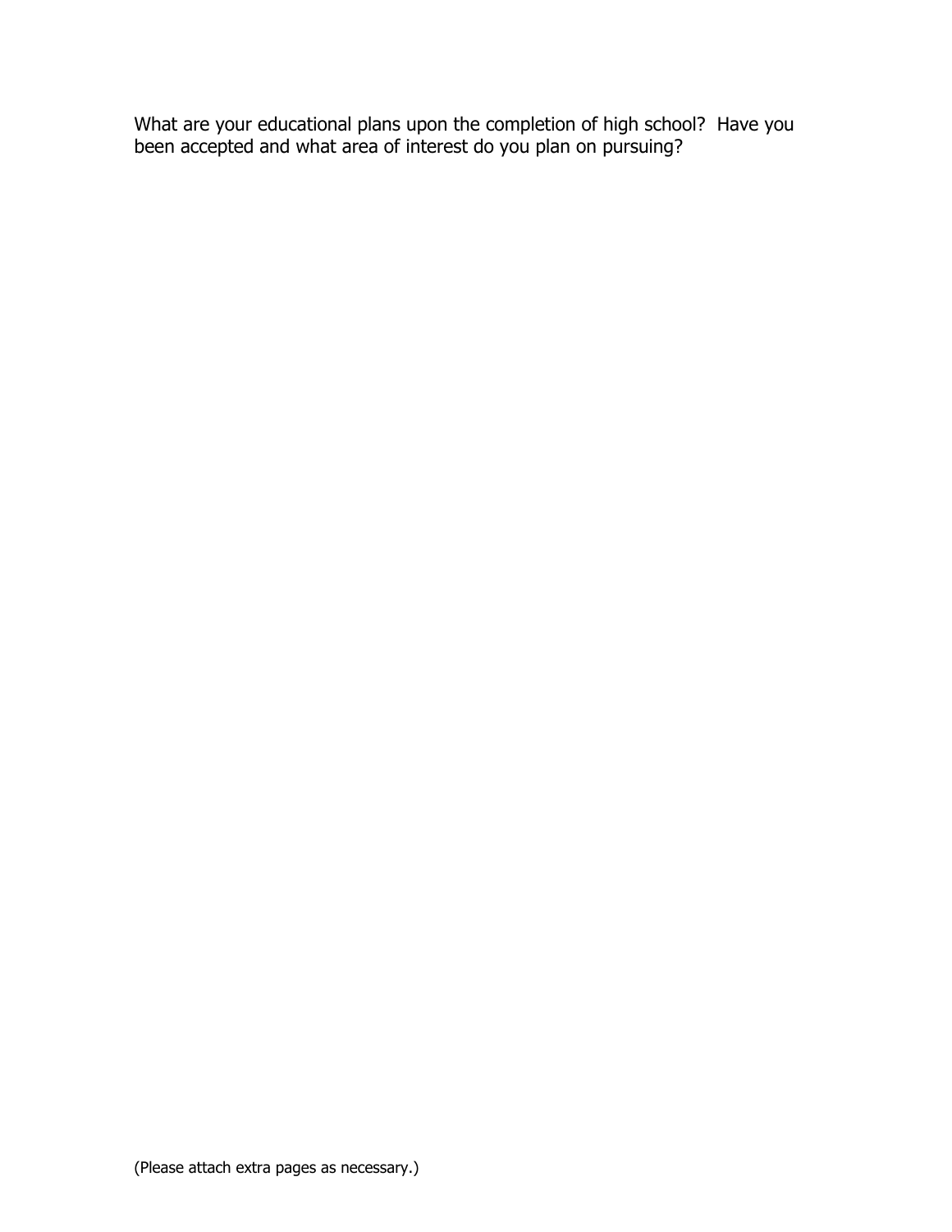What are your educational plans upon the completion of high school? Have you been accepted and what area of interest do you plan on pursuing?

(Please attach extra pages as necessary.)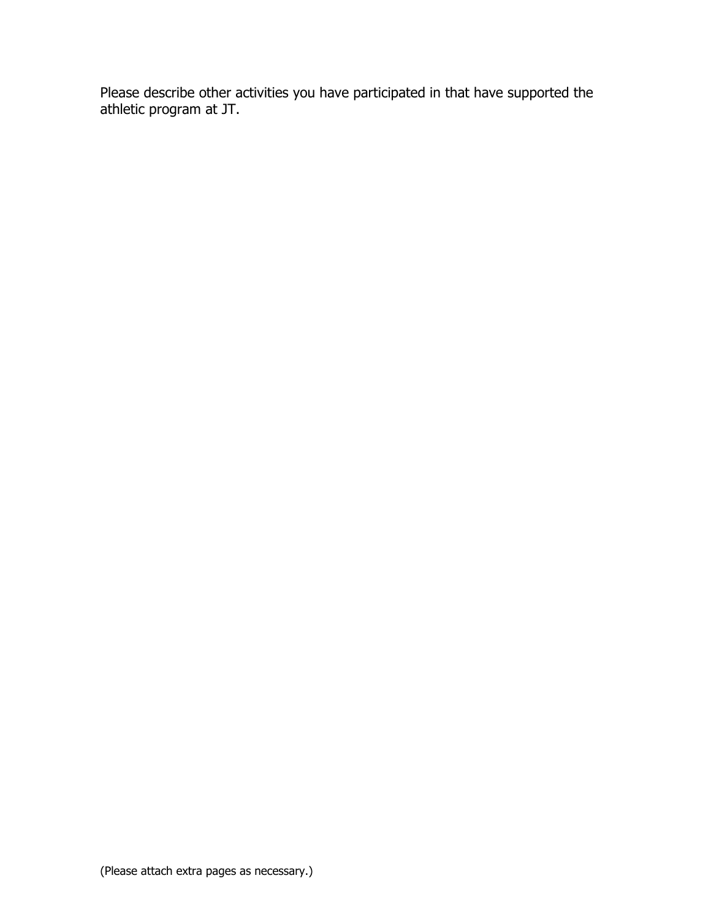Please describe other activities you have participated in that have supported the athletic program at JT.

(Please attach extra pages as necessary.)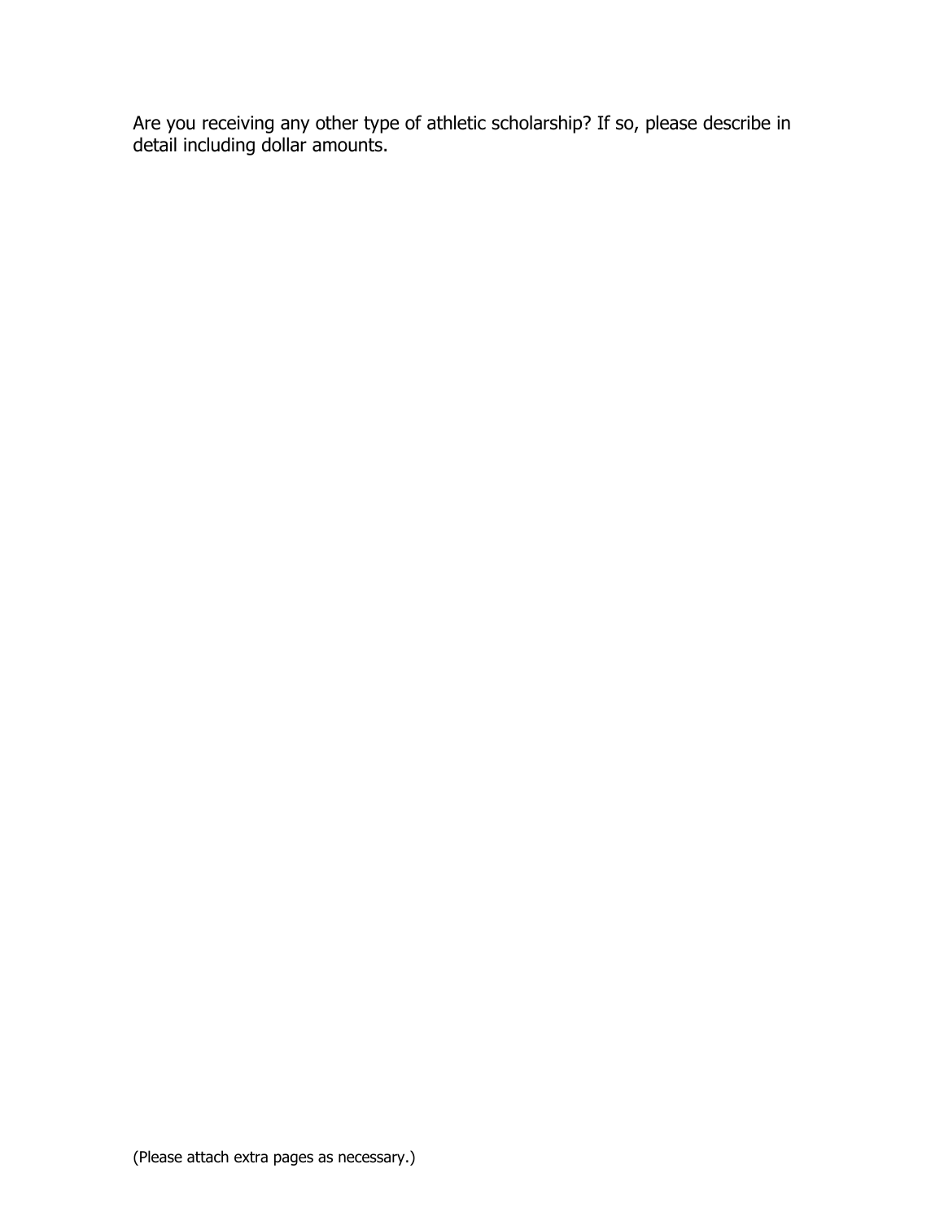Are you receiving any other type of athletic scholarship? If so, please describe in detail including dollar amounts.

(Please attach extra pages as necessary.)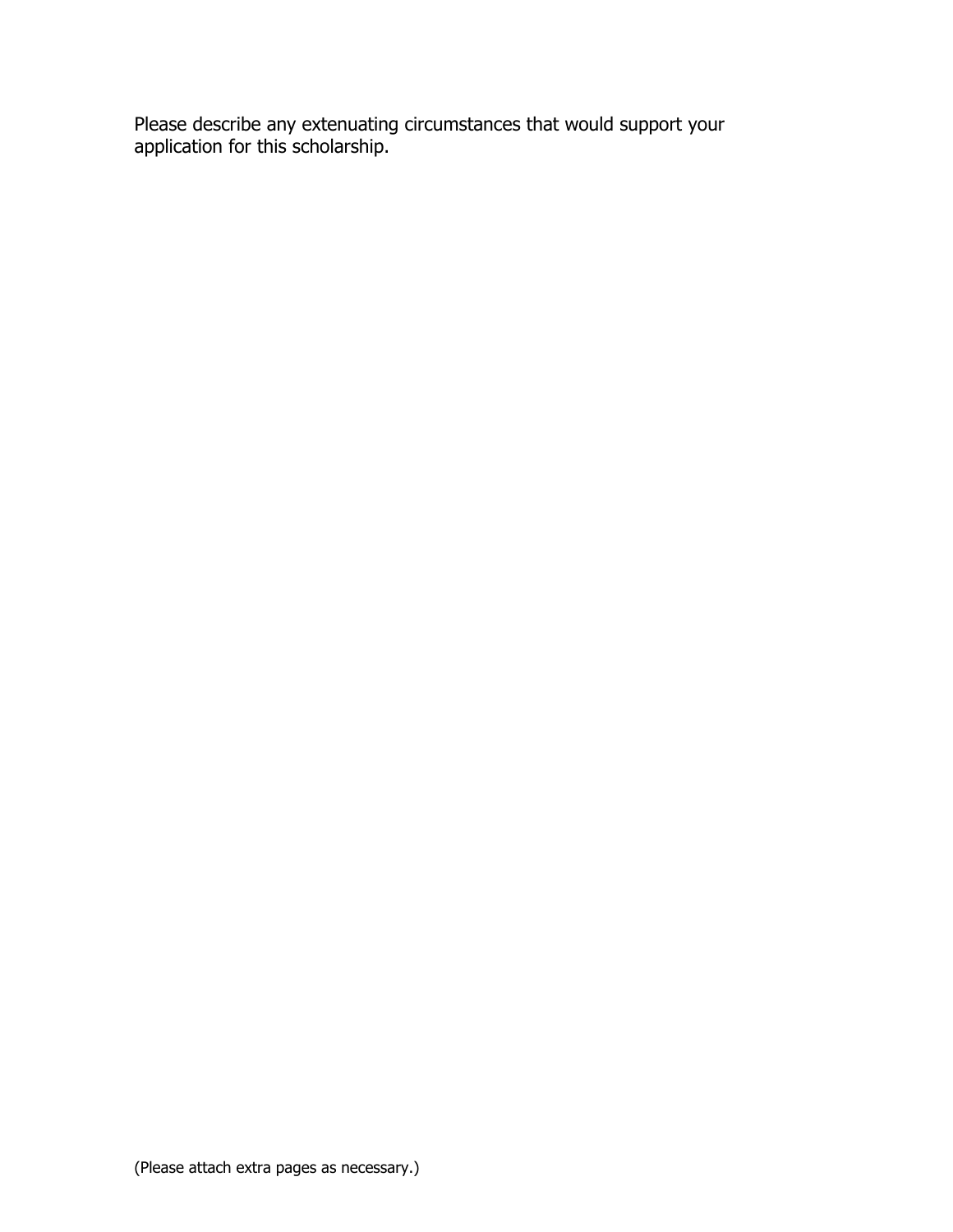Please describe any extenuating circumstances that would support your application for this scholarship.

(Please attach extra pages as necessary.)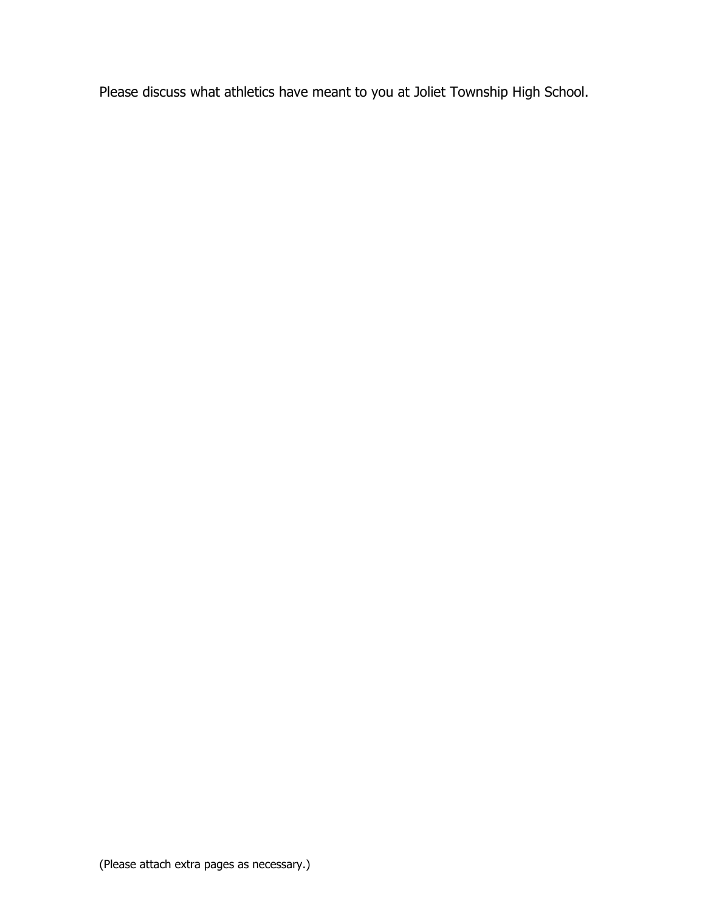Please discuss what athletics have meant to you at Joliet Township High School.

(Please attach extra pages as necessary.)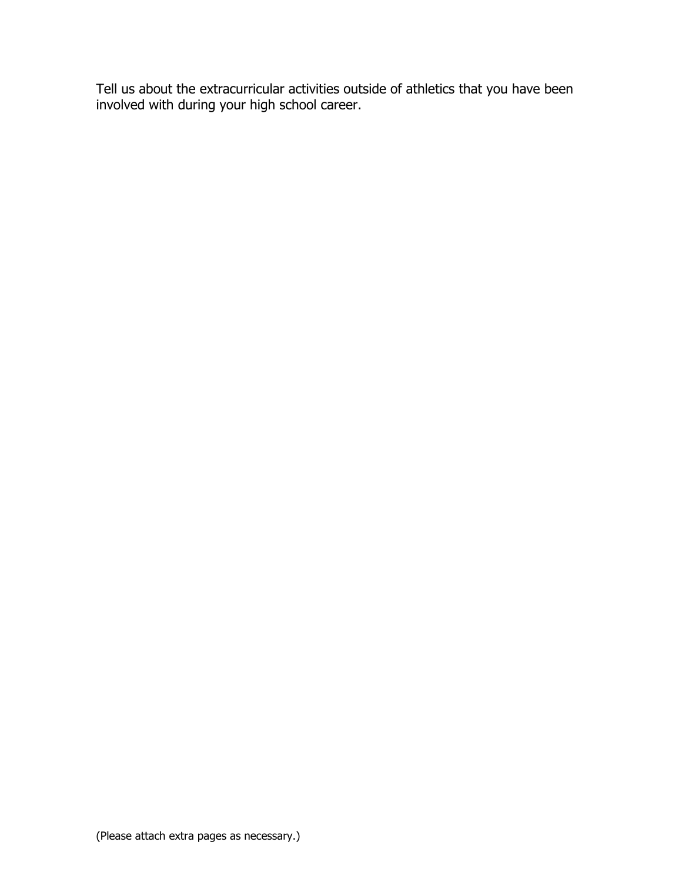Tell us about the extracurricular activities outside of athletics that you have been involved with during your high school career.

(Please attach extra pages as necessary.)